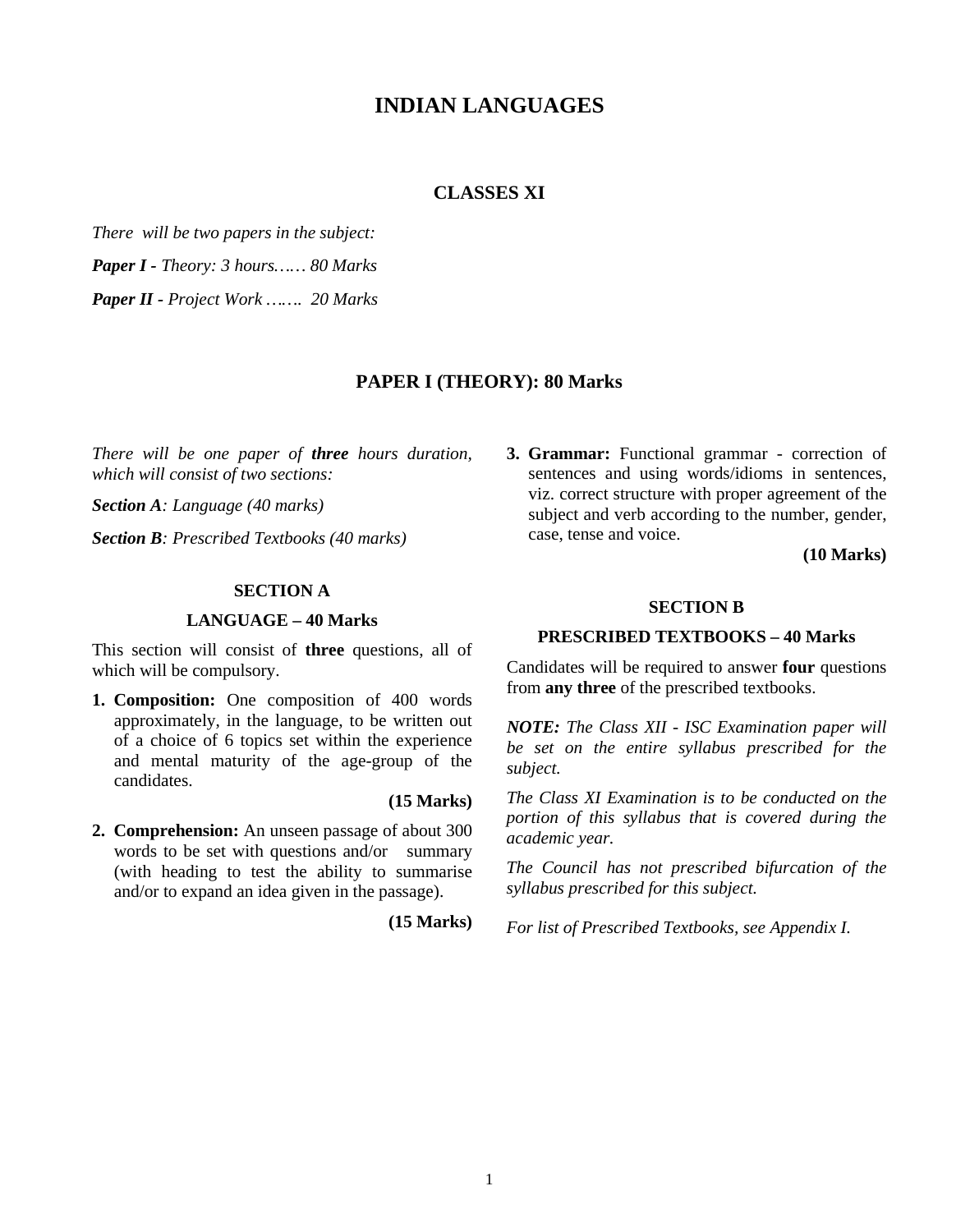# INDIAN LANGUAGES

## CLASSES XI

*There will be two papers in the subject:*

***Paper I** - Theory: 3 hours…… 80 Marks*

***Paper II** - Project Work ……. 20 Marks*

## PAPER I (THEORY): 80 Marks

*There will be one paper of **three** hours duration, which will consist of two sections:*

***Section A**: Language (40 marks)*

***Section B**: Prescribed Textbooks (40 marks)*

### SECTION A

### LANGUAGE – 40 Marks

This section will consist of **three** questions, all of which will be compulsory.

1. **Composition:** One composition of 400 words approximately, in the language, to be written out of a choice of 6 topics set within the experience and mental maturity of the age-group of the candidates.

   **(15 Marks)**

2. **Comprehension:** An unseen passage of about 300 words to be set with questions and/or summary (with heading to test the ability to summarise and/or to expand an idea given in the passage).

   **(15 Marks)**

3. **Grammar:** Functional grammar - correction of sentences and using words/idioms in sentences, viz. correct structure with proper agreement of the subject and verb according to the number, gender, case, tense and voice.

   **(10 Marks)**

### SECTION B

### PRESCRIBED TEXTBOOKS – 40 Marks

Candidates will be required to answer **four** questions from **any three** of the prescribed textbooks.

***NOTE:** The Class XII - ISC Examination paper will be set on the entire syllabus prescribed for the subject.*

*The Class XI Examination is to be conducted on the portion of this syllabus that is covered during the academic year.*

*The Council has not prescribed bifurcation of the syllabus prescribed for this subject.*

*For list of Prescribed Textbooks, see Appendix I.*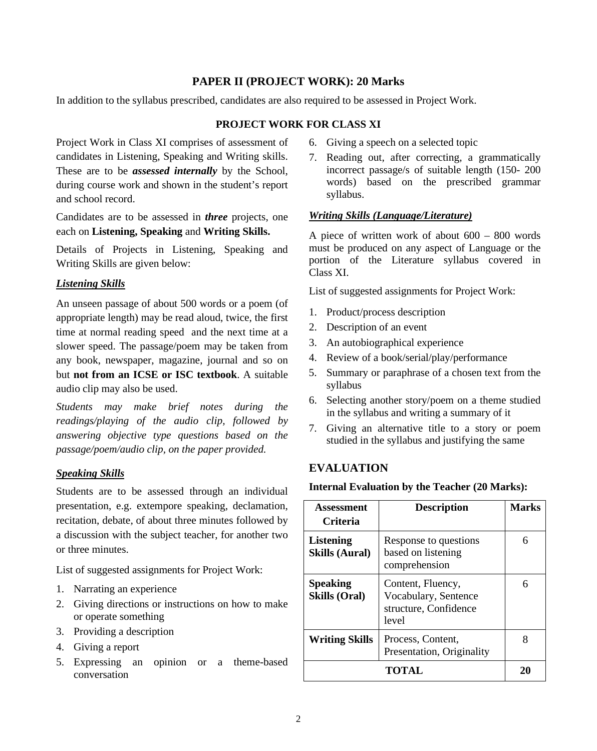## PAPER II (PROJECT WORK): 20 Marks

In addition to the syllabus prescribed, candidates are also required to be assessed in Project Work.

### PROJECT WORK FOR CLASS XI

Project Work in Class XI comprises of assessment of candidates in Listening, Speaking and Writing skills. These are to be ***assessed internally*** by the School, during course work and shown in the student's report and school record.

Candidates are to be assessed in ***three*** projects, one each on **Listening, Speaking** and **Writing Skills.**

Details of Projects in Listening, Speaking and Writing Skills are given below:

***Listening Skills***

An unseen passage of about 500 words or a poem (of appropriate length) may be read aloud, twice, the first time at normal reading speed and the next time at a slower speed. The passage/poem may be taken from any book, newspaper, magazine, journal and so on but **not from an ICSE or ISC textbook**. A suitable audio clip may also be used.

*Students may make brief notes during the readings/playing of the audio clip, followed by answering objective type questions based on the passage/poem/audio clip, on the paper provided.*

***Speaking Skills***

Students are to be assessed through an individual presentation, e.g. extempore speaking, declamation, recitation, debate, of about three minutes followed by a discussion with the subject teacher, for another two or three minutes.

List of suggested assignments for Project Work:

1. Narrating an experience
2. Giving directions or instructions on how to make or operate something
3. Providing a description
4. Giving a report
5. Expressing an opinion or a theme-based conversation
6. Giving a speech on a selected topic
7. Reading out, after correcting, a grammatically incorrect passage/s of suitable length (150- 200 words) based on the prescribed grammar syllabus.

***Writing Skills (Language/Literature)***

A piece of written work of about 600 – 800 words must be produced on any aspect of Language or the portion of the Literature syllabus covered in Class XI.

List of suggested assignments for Project Work:

1. Product/process description
2. Description of an event
3. An autobiographical experience
4. Review of a book/serial/play/performance
5. Summary or paraphrase of a chosen text from the syllabus
6. Selecting another story/poem on a theme studied in the syllabus and writing a summary of it
7. Giving an alternative title to a story or poem studied in the syllabus and justifying the same

## EVALUATION

**Internal Evaluation by the Teacher (20 Marks):**

| Assessment Criteria | Description | Marks |
|---|---|---|
| **Listening Skills (Aural)** | Response to questions based on listening comprehension | 6 |
| **Speaking Skills (Oral)** | Content, Fluency, Vocabulary, Sentence structure, Confidence level | 6 |
| **Writing Skills** | Process, Content, Presentation, Originality | 8 |
| **TOTAL** | | **20** |